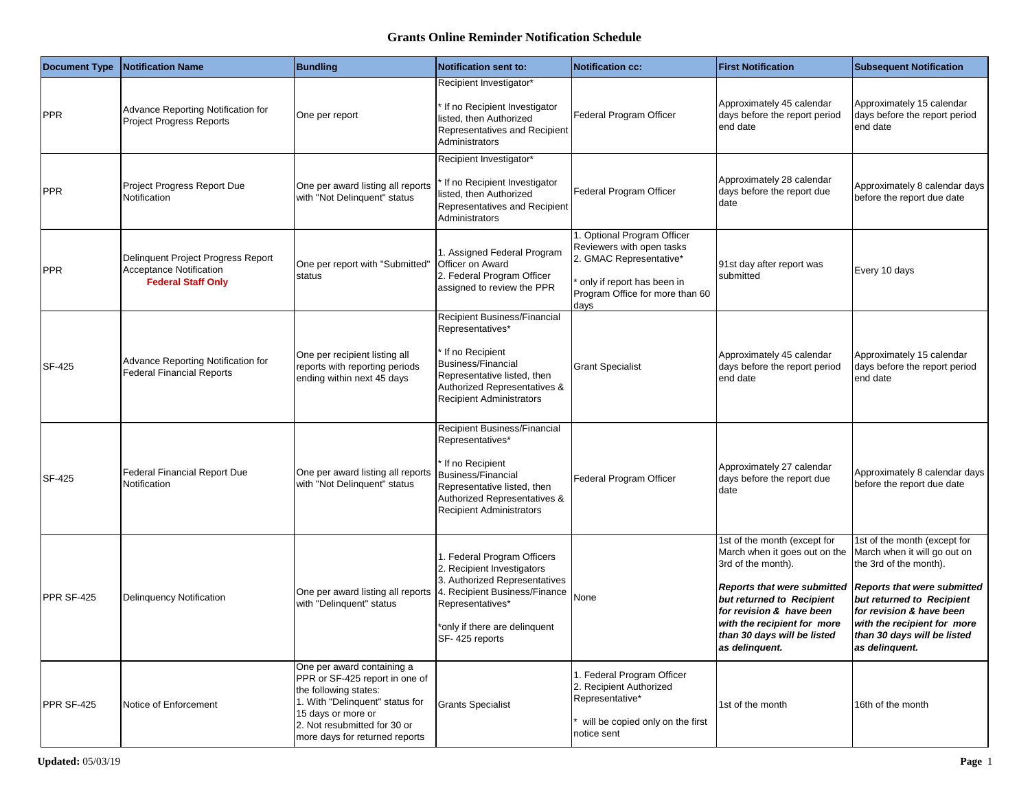# Grants Online Reminder Notification Schedule

| Document Type | Notification Name | Bundling | Notification sent to: | Notification cc: | First Notification | Subsequent Notification |
|---|---|---|---|---|---|---|
| PPR | Advance Reporting Notification for Project Progress Reports | One per report | Recipient Investigator*<br><br>* If no Recipient Investigator listed, then Authorized Representatives and Recipient Administrators | Federal Program Officer | Approximately 45 calendar days before the report period end date | Approximately 15 calendar days before the report period end date |
| PPR | Project Progress Report Due Notification | One per award listing all reports with "Not Delinquent" status | Recipient Investigator*<br><br>* If no Recipient Investigator listed, then Authorized Representatives and Recipient Administrators | Federal Program Officer | Approximately 28 calendar days before the report due date | Approximately 8 calendar days before the report due date |
| PPR | Delinquent Project Progress Report Acceptance Notification<br>**Federal Staff Only** | One per report with "Submitted" status | 1. Assigned Federal Program Officer on Award<br>2. Federal Program Officer assigned to review the PPR | 1. Optional Program Officer Reviewers with open tasks<br>2. GMAC Representative*<br><br>* only if report has been in Program Office for more than 60 days | 91st day after report was submitted | Every 10 days |
| SF-425 | Advance Reporting Notification for Federal Financial Reports | One per recipient listing all reports with reporting periods ending within next 45 days | Recipient Business/Financial Representatives*<br><br>* If no Recipient Business/Financial Representative listed, then Authorized Representatives & Recipient Administrators | Grant Specialist | Approximately 45 calendar days before the report period end date | Approximately 15 calendar days before the report period end date |
| SF-425 | Federal Financial Report Due Notification | One per award listing all reports with "Not Delinquent" status | Recipient Business/Financial Representatives*<br><br>* If no Recipient Business/Financial Representative listed, then Authorized Representatives & Recipient Administrators | Federal Program Officer | Approximately 27 calendar days before the report due date | Approximately 8 calendar days before the report due date |
| PPR SF-425 | Delinquency Notification | One per award listing all reports with "Delinquent" status | 1. Federal Program Officers<br>2. Recipient Investigators<br>3. Authorized Representatives<br>4. Recipient Business/Finance Representatives*<br><br>*only if there are delinquent SF- 425 reports | None | 1st of the month (except for March when it goes out on the 3rd of the month).<br><br>***Reports that were submitted but returned to Recipient for revision & have been with the recipient for more than 30 days will be listed as delinquent.*** | 1st of the month (except for March when it will go out on the 3rd of the month).<br><br>***Reports that were submitted but returned to Recipient for revision & have been with the recipient for more than 30 days will be listed as delinquent.*** |
| PPR SF-425 | Notice of Enforcement | One per award containing a PPR or SF-425 report in one of the following states:<br>1. With "Delinquent" status for 15 days or more or<br>2. Not resubmitted for 30 or more days for returned reports | Grants Specialist | 1. Federal Program Officer<br>2. Recipient Authorized Representative*<br><br>* will be copied only on the first notice sent | 1st of the month | 16th of the month |

**Updated:** 05/03/19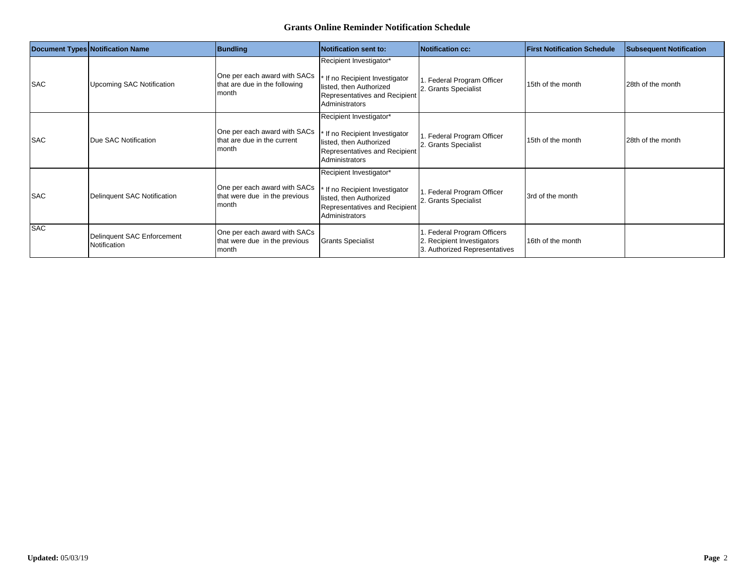## Grants Online Reminder Notification Schedule

| Document Types | Notification Name | Bundling | Notification sent to: | Notification cc: | First Notification Schedule | Subsequent Notification |
|---|---|---|---|---|---|---|
| SAC | Upcoming SAC Notification | One per each award with SACs that are due in the following month | Recipient Investigator*<br><br>* If no Recipient Investigator listed, then Authorized Representatives and Recipient Administrators | 1. Federal Program Officer<br>2. Grants Specialist | 15th of the month | 28th of the month |
| SAC | Due SAC Notification | One per each award with SACs that are due in the current month | Recipient Investigator*<br><br>* If no Recipient Investigator listed, then Authorized Representatives and Recipient Administrators | 1. Federal Program Officer<br>2. Grants Specialist | 15th of the month | 28th of the month |
| SAC | Delinquent SAC Notification | One per each award with SACs that were due in the previous month | Recipient Investigator*<br><br>* If no Recipient Investigator listed, then Authorized Representatives and Recipient Administrators | 1. Federal Program Officer<br>2. Grants Specialist | 3rd of the month | |
| SAC | Delinquent SAC Enforcement Notification | One per each award with SACs that were due in the previous month | Grants Specialist | 1. Federal Program Officers<br>2. Recipient Investigators<br>3. Authorized Representatives | 16th of the month | |

**Updated:** 05/03/19